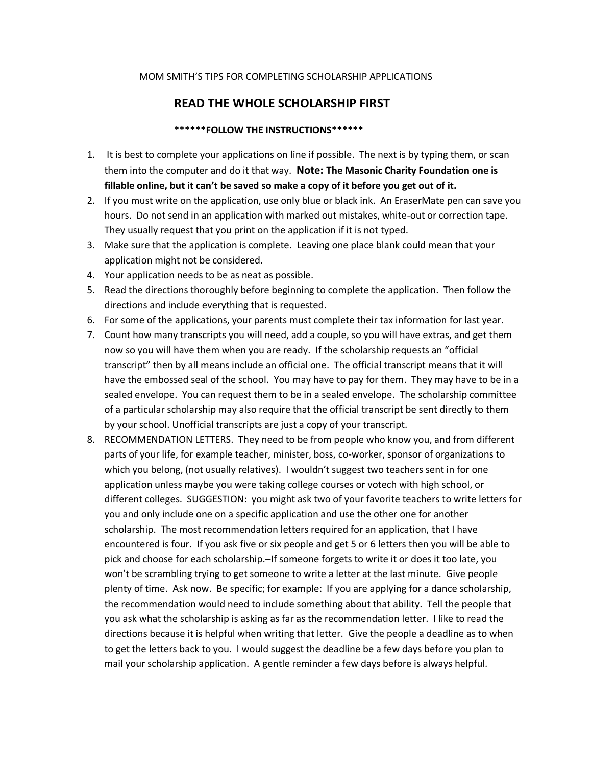MOM SMITH'S TIPS FOR COMPLETING SCHOLARSHIP APPLICATIONS

## READ THE WHOLE SCHOLARSHIP FIRST

**\*\*\*\*\*\*FOLLOW THE INSTRUCTIONS\*\*\*\*\*\***

1. It is best to complete your applications on line if possible. The next is by typing them, or scan them into the computer and do it that way. **Note: The Masonic Charity Foundation one is fillable online, but it can't be saved so make a copy of it before you get out of it.**
2. If you must write on the application, use only blue or black ink. An EraserMate pen can save you hours. Do not send in an application with marked out mistakes, white-out or correction tape. They usually request that you print on the application if it is not typed.
3. Make sure that the application is complete. Leaving one place blank could mean that your application might not be considered.
4. Your application needs to be as neat as possible.
5. Read the directions thoroughly before beginning to complete the application. Then follow the directions and include everything that is requested.
6. For some of the applications, your parents must complete their tax information for last year.
7. Count how many transcripts you will need, add a couple, so you will have extras, and get them now so you will have them when you are ready. If the scholarship requests an "official transcript" then by all means include an official one. The official transcript means that it will have the embossed seal of the school. You may have to pay for them. They may have to be in a sealed envelope. You can request them to be in a sealed envelope. The scholarship committee of a particular scholarship may also require that the official transcript be sent directly to them by your school. Unofficial transcripts are just a copy of your transcript.
8. RECOMMENDATION LETTERS. They need to be from people who know you, and from different parts of your life, for example teacher, minister, boss, co-worker, sponsor of organizations to which you belong, (not usually relatives). I wouldn't suggest two teachers sent in for one application unless maybe you were taking college courses or votech with high school, or different colleges. SUGGESTION: you might ask two of your favorite teachers to write letters for you and only include one on a specific application and use the other one for another scholarship. The most recommendation letters required for an application, that I have encountered is four. If you ask five or six people and get 5 or 6 letters then you will be able to pick and choose for each scholarship.–If someone forgets to write it or does it too late, you won't be scrambling trying to get someone to write a letter at the last minute. Give people plenty of time. Ask now. Be specific; for example: If you are applying for a dance scholarship, the recommendation would need to include something about that ability. Tell the people that you ask what the scholarship is asking as far as the recommendation letter. I like to read the directions because it is helpful when writing that letter. Give the people a deadline as to when to get the letters back to you. I would suggest the deadline be a few days before you plan to mail your scholarship application. A gentle reminder a few days before is always helpful.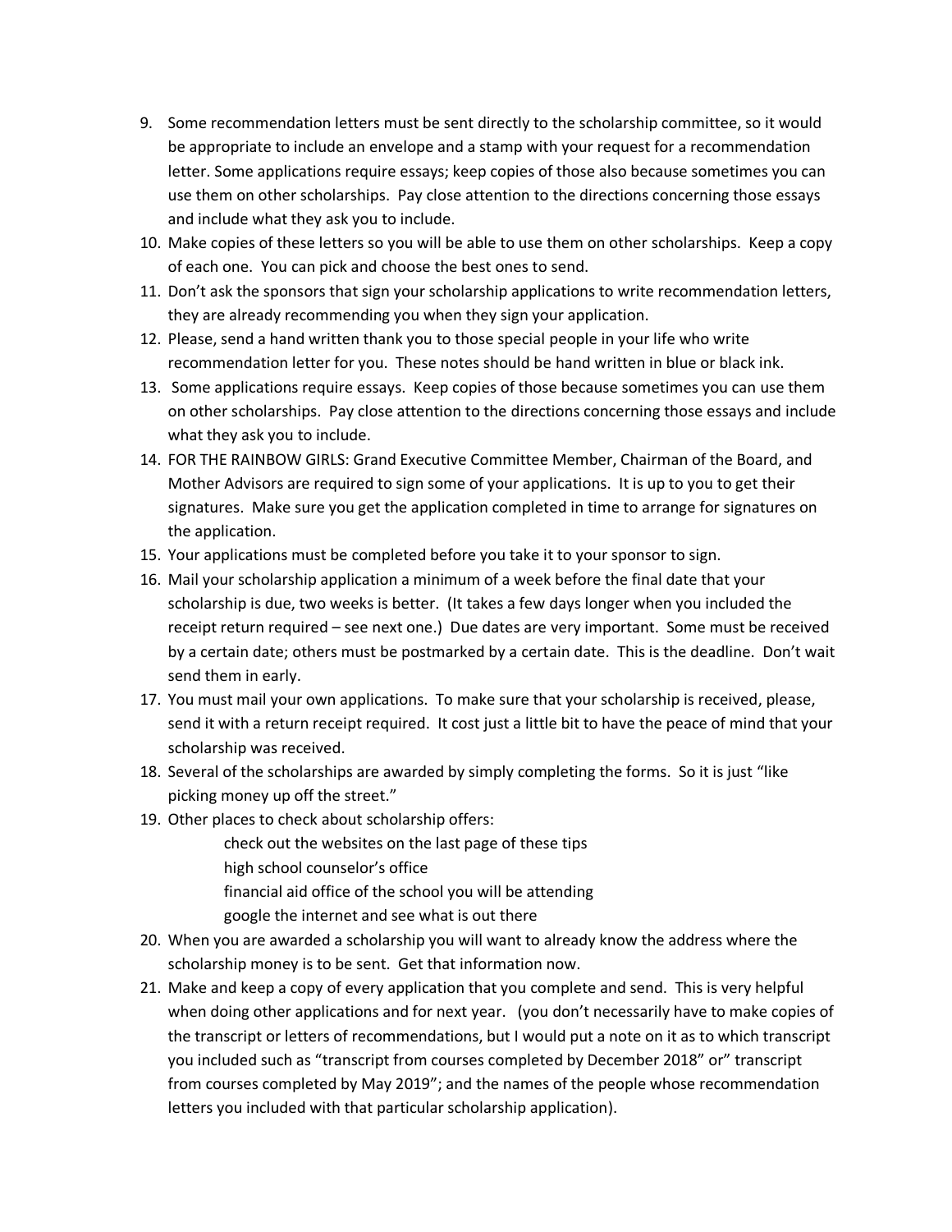9. Some recommendation letters must be sent directly to the scholarship committee, so it would be appropriate to include an envelope and a stamp with your request for a recommendation letter. Some applications require essays; keep copies of those also because sometimes you can use them on other scholarships. Pay close attention to the directions concerning those essays and include what they ask you to include.
10. Make copies of these letters so you will be able to use them on other scholarships. Keep a copy of each one. You can pick and choose the best ones to send.
11. Don't ask the sponsors that sign your scholarship applications to write recommendation letters, they are already recommending you when they sign your application.
12. Please, send a hand written thank you to those special people in your life who write recommendation letter for you. These notes should be hand written in blue or black ink.
13. Some applications require essays. Keep copies of those because sometimes you can use them on other scholarships. Pay close attention to the directions concerning those essays and include what they ask you to include.
14. FOR THE RAINBOW GIRLS: Grand Executive Committee Member, Chairman of the Board, and Mother Advisors are required to sign some of your applications. It is up to you to get their signatures. Make sure you get the application completed in time to arrange for signatures on the application.
15. Your applications must be completed before you take it to your sponsor to sign.
16. Mail your scholarship application a minimum of a week before the final date that your scholarship is due, two weeks is better. (It takes a few days longer when you included the receipt return required – see next one.) Due dates are very important. Some must be received by a certain date; others must be postmarked by a certain date. This is the deadline. Don't wait send them in early.
17. You must mail your own applications. To make sure that your scholarship is received, please, send it with a return receipt required. It cost just a little bit to have the peace of mind that your scholarship was received.
18. Several of the scholarships are awarded by simply completing the forms. So it is just "like picking money up off the street."
19. Other places to check about scholarship offers:
    - check out the websites on the last page of these tips
    - high school counselor's office
    - financial aid office of the school you will be attending
    - google the internet and see what is out there
20. When you are awarded a scholarship you will want to already know the address where the scholarship money is to be sent. Get that information now.
21. Make and keep a copy of every application that you complete and send. This is very helpful when doing other applications and for next year. (you don't necessarily have to make copies of the transcript or letters of recommendations, but I would put a note on it as to which transcript you included such as "transcript from courses completed by December 2018" or" transcript from courses completed by May 2019"; and the names of the people whose recommendation letters you included with that particular scholarship application).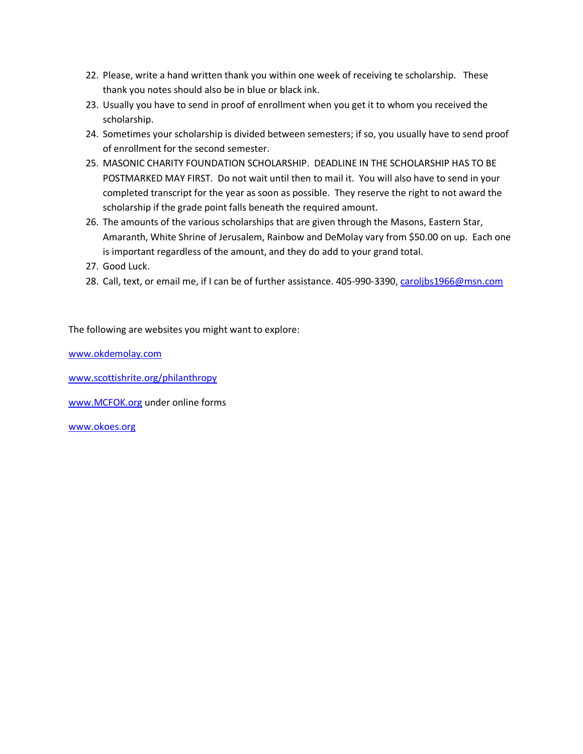22. Please, write a hand written thank you within one week of receiving te scholarship. These thank you notes should also be in blue or black ink.
23. Usually you have to send in proof of enrollment when you get it to whom you received the scholarship.
24. Sometimes your scholarship is divided between semesters; if so, you usually have to send proof of enrollment for the second semester.
25. MASONIC CHARITY FOUNDATION SCHOLARSHIP. DEADLINE IN THE SCHOLARSHIP HAS TO BE POSTMARKED MAY FIRST. Do not wait until then to mail it. You will also have to send in your completed transcript for the year as soon as possible. They reserve the right to not award the scholarship if the grade point falls beneath the required amount.
26. The amounts of the various scholarships that are given through the Masons, Eastern Star, Amaranth, White Shrine of Jerusalem, Rainbow and DeMolay vary from $50.00 on up. Each one is important regardless of the amount, and they do add to your grand total.
27. Good Luck.
28. Call, text, or email me, if I can be of further assistance. 405-990-3390, caroljbs1966@msn.com

The following are websites you might want to explore:

www.okdemolay.com

www.scottishrite.org/philanthropy

www.MCFOK.org under online forms

www.okoes.org